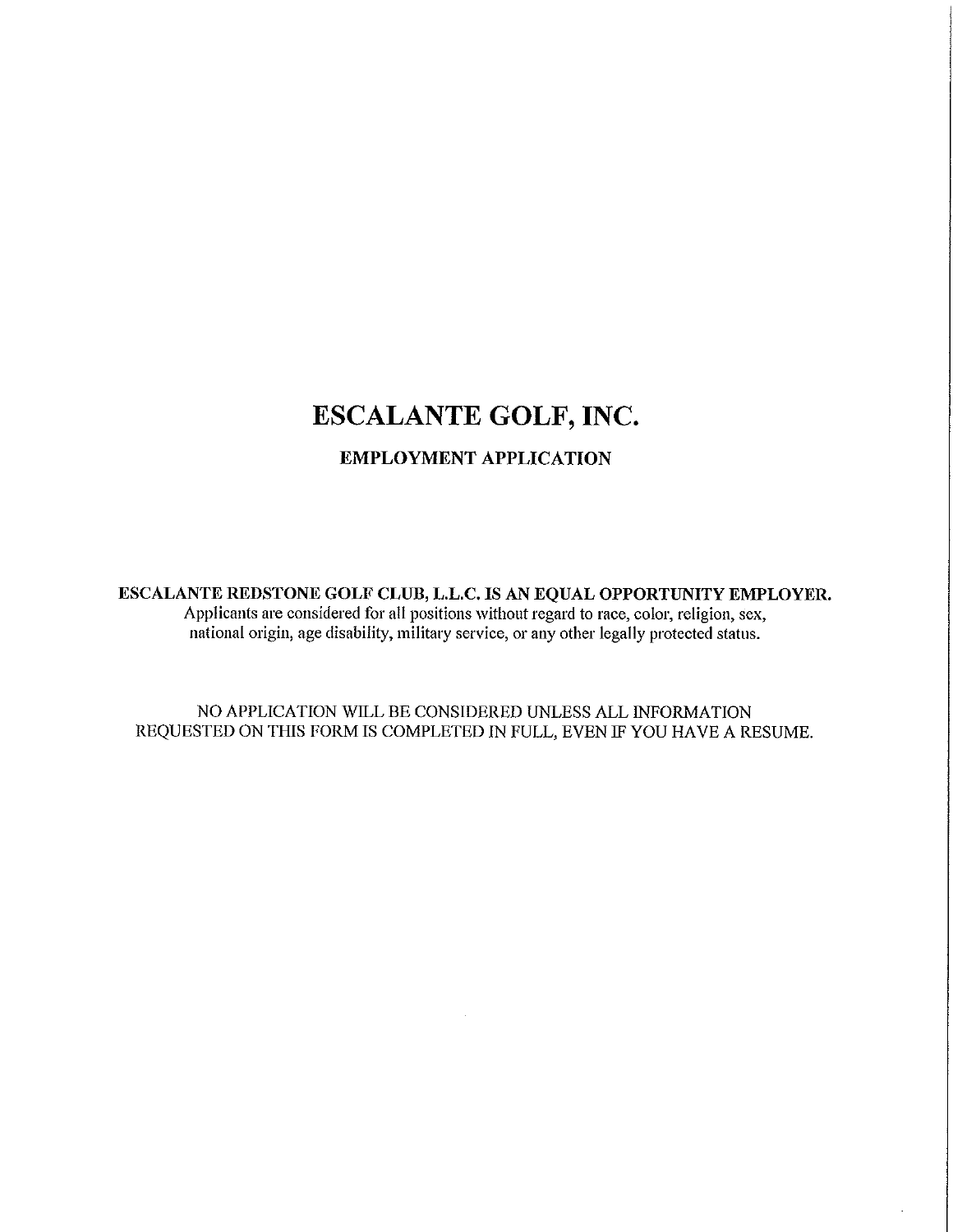# ESCALANTE GOLF, INC.

## EMPLOYMENT APPLICATION

**ESCALANTE REDSTONE GOLF CLUB, L.L.C. IS AN EQUAL OPPORTUNITY EMPLOYER.**
Applicants are considered for all positions without regard to race, color, religion, sex, national origin, age disability, military service, or any other legally protected status.

NO APPLICATION WILL BE CONSIDERED UNLESS ALL INFORMATION REQUESTED ON THIS FORM IS COMPLETED IN FULL, EVEN IF YOU HAVE A RESUME.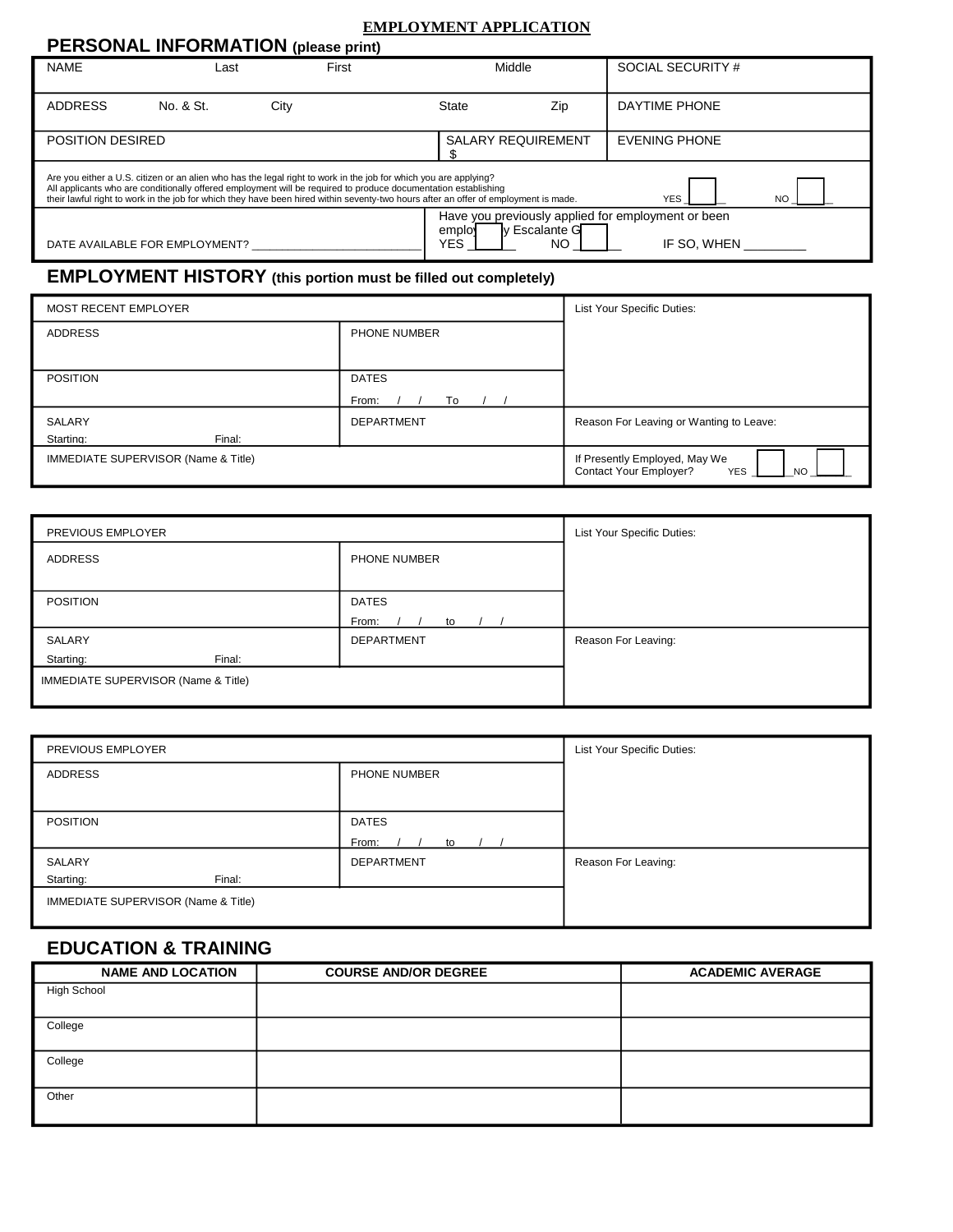# EMPLOYMENT APPLICATION

## PERSONAL INFORMATION (please print)

| NAME Last First Middle | | | SOCIAL SECURITY # |
|---|---|---|---|
| ADDRESS No. & St. City | State Zip | | DAYTIME PHONE |
| POSITION DESIRED | SALARY REQUIREMENT $ | | EVENING PHONE |

Are you either a U.S. citizen or an alien who has the legal right to work in the job for which you are applying?
All applicants who are conditionally offered employment will be required to produce documentation establishing their lawful right to work in the job for which they have been hired within seventy-two hours after an offer of employment is made. YES ______ NO ______

DATE AVAILABLE FOR EMPLOYMENT? ___________________________

Have you previously applied for employment or been employed by Escalante G
YES ______ NO ______ IF SO, WHEN _________

## EMPLOYMENT HISTORY (this portion must be filled out completely)

| MOST RECENT EMPLOYER | | List Your Specific Duties: |
|---|---|---|
| ADDRESS | PHONE NUMBER | |
| POSITION | DATES From: / / To / / | |
| SALARY Starting: Final: | DEPARTMENT | Reason For Leaving or Wanting to Leave: |
| IMMEDIATE SUPERVISOR (Name & Title) | | If Presently Employed, May We Contact Your Employer? YES ______ NO ______ |

| PREVIOUS EMPLOYER | | List Your Specific Duties: |
|---|---|---|
| ADDRESS | PHONE NUMBER | |
| POSITION | DATES From: / / to / / | |
| SALARY Starting: Final: | DEPARTMENT | Reason For Leaving: |
| IMMEDIATE SUPERVISOR (Name & Title) | | |

| PREVIOUS EMPLOYER | | List Your Specific Duties: |
|---|---|---|
| ADDRESS | PHONE NUMBER | |
| POSITION | DATES From: / / to / / | |
| SALARY Starting: Final: | DEPARTMENT | Reason For Leaving: |
| IMMEDIATE SUPERVISOR (Name & Title) | | |

## EDUCATION & TRAINING

| NAME AND LOCATION | COURSE AND/OR DEGREE | ACADEMIC AVERAGE |
|---|---|---|
| High School | | |
| College | | |
| College | | |
| Other | | |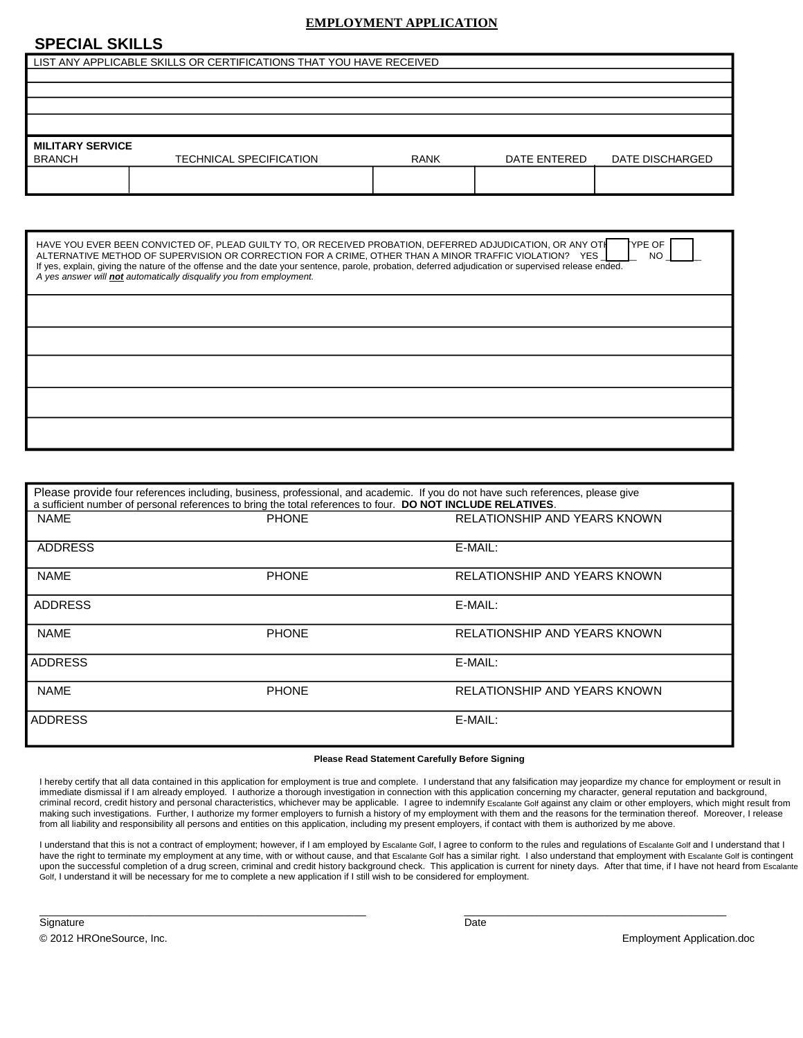**EMPLOYMENT APPLICATION**

## SPECIAL SKILLS

| LIST ANY APPLICABLE SKILLS OR CERTIFICATIONS THAT YOU HAVE RECEIVED |
|---|
| |
| |
| |
| |

**MILITARY SERVICE**

| BRANCH | TECHNICAL SPECIFICATION | RANK | DATE ENTERED | DATE DISCHARGED |
|---|---|---|---|---|
| | | | | |

HAVE YOU EVER BEEN CONVICTED OF, PLEAD GUILTY TO, OR RECEIVED PROBATION, DEFERRED ADJUDICATION, OR ANY OTHER TYPE OF ALTERNATIVE METHOD OF SUPERVISION OR CORRECTION FOR A CRIME, OTHER THAN A MINOR TRAFFIC VIOLATION? YES ____ NO ____

If yes, explain, giving the nature of the offense and the date your sentence, parole, probation, deferred adjudication or supervised release ended.

*A yes answer will **not** automatically disqualify you from employment.*

| |
|---|
| |
| |
| |
| |
| |

Please provide four references including, business, professional, and academic. If you do not have such references, please give a sufficient number of personal references to bring the total references to four. **DO NOT INCLUDE RELATIVES**.

| NAME | PHONE | RELATIONSHIP AND YEARS KNOWN |
|---|---|---|
| ADDRESS | | E-MAIL: |
| NAME | PHONE | RELATIONSHIP AND YEARS KNOWN |
| ADDRESS | | E-MAIL: |
| NAME | PHONE | RELATIONSHIP AND YEARS KNOWN |
| ADDRESS | | E-MAIL: |
| NAME | PHONE | RELATIONSHIP AND YEARS KNOWN |
| ADDRESS | | E-MAIL: |

**Please Read Statement Carefully Before Signing**

I hereby certify that all data contained in this application for employment is true and complete. I understand that any falsification may jeopardize my chance for employment or result in immediate dismissal if I am already employed. I authorize a thorough investigation in connection with this application concerning my character, general reputation and background, criminal record, credit history and personal characteristics, whichever may be applicable. I agree to indemnify Escalante Golf against any claim or other employers, which might result from making such investigations. Further, I authorize my former employers to furnish a history of my employment with them and the reasons for the termination thereof. Moreover, I release from all liability and responsibility all persons and entities on this application, including my present employers, if contact with them is authorized by me above.

I understand that this is not a contract of employment; however, if I am employed by Escalante Golf, I agree to conform to the rules and regulations of Escalante Golf and I understand that I have the right to terminate my employment at any time, with or without cause, and that Escalante Golf has a similar right. I also understand that employment with Escalante Golf is contingent upon the successful completion of a drug screen, criminal and credit history background check. This application is current for ninety days. After that time, if I have not heard from Escalante Golf, I understand it will be necessary for me to complete a new application if I still wish to be considered for employment.

\_\_\_\_\_\_\_\_\_\_\_\_\_\_\_\_\_\_\_\_\_\_\_\_\_\_\_\_\_\_\_\_\_\_\_\_\_\_\_\_ \_\_\_\_\_\_\_\_\_\_\_\_\_\_\_\_\_\_\_\_\_\_\_\_\_\_\_\_\_\_\_\_\_\_

Signature Date

© 2012 HROneSource, Inc. Employment Application.doc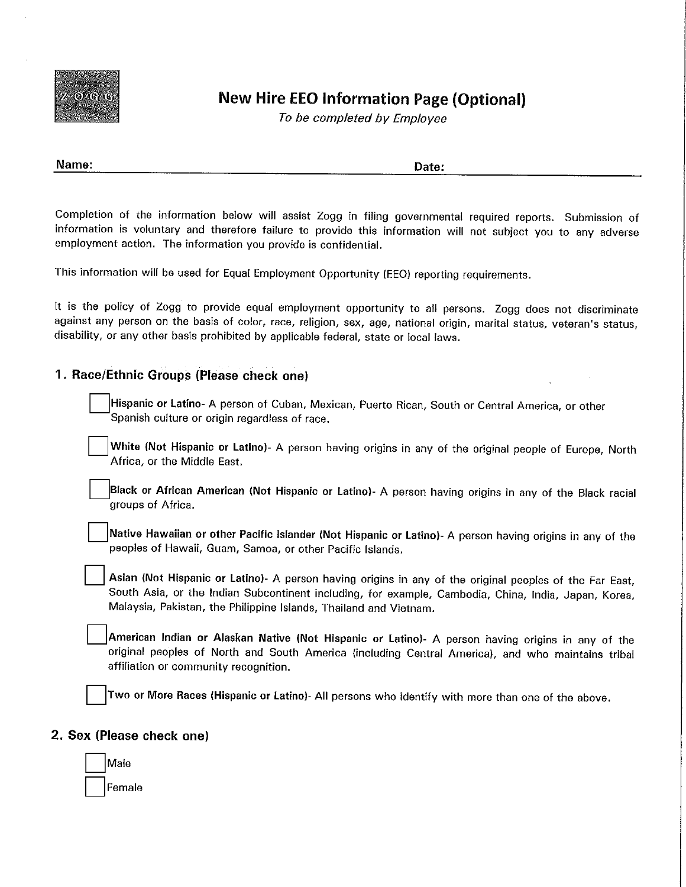ZOGG

# New Hire EEO Information Page (Optional)

*To be completed by Employee*

**Name:** ______________________________ **Date:** ______________

Completion of the information below will assist Zogg in filing governmental required reports. Submission of information is voluntary and therefore failure to provide this information will not subject you to any adverse employment action. The information you provide is confidential.

This information will be used for Equal Employment Opportunity (EEO) reporting requirements.

It is the policy of Zogg to provide equal employment opportunity to all persons. Zogg does not discriminate against any person on the basis of color, race, religion, sex, age, national origin, marital status, veteran's status, disability, or any other basis prohibited by applicable federal, state or local laws.

## 1. Race/Ethnic Groups (Please check one)

- ☐ **Hispanic or Latino**- A person of Cuban, Mexican, Puerto Rican, South or Central America, or other Spanish culture or origin regardless of race.
- ☐ **White (Not Hispanic or Latino)**- A person having origins in any of the original people of Europe, North Africa, or the Middle East.
- ☐ **Black or African American (Not Hispanic or Latino)**- A person having origins in any of the Black racial groups of Africa.
- ☐ **Native Hawaiian or other Pacific Islander (Not Hispanic or Latino)**- A person having origins in any of the peoples of Hawaii, Guam, Samoa, or other Pacific Islands.
- ☐ **Asian (Not Hispanic or Latino)**- A person having origins in any of the original peoples of the Far East, South Asia, or the Indian Subcontinent including, for example, Cambodia, China, India, Japan, Korea, Malaysia, Pakistan, the Philippine Islands, Thailand and Vietnam.
- ☐ **American Indian or Alaskan Native (Not Hispanic or Latino)**- A person having origins in any of the original peoples of North and South America (including Central America), and who maintains tribal affiliation or community recognition.
- ☐ **Two or More Races (Hispanic or Latino)**- All persons who identify with more than one of the above.

## 2. Sex (Please check one)

- ☐ Male
- ☐ Female